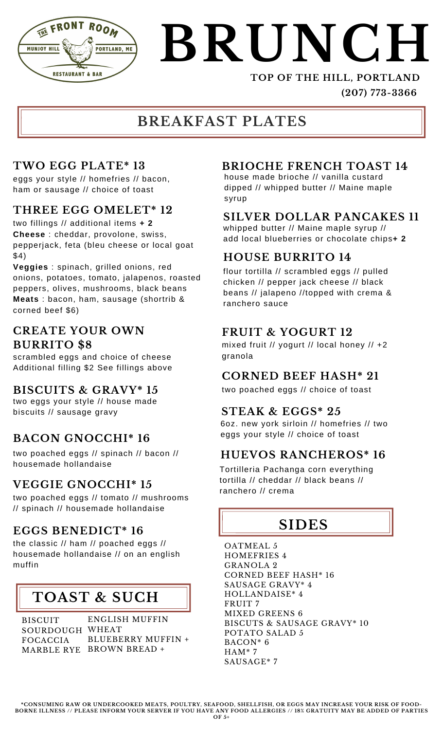THE FRONT ROOM
MUNJOY HILL · PORTLAND, ME
RESTAURANT & BAR

# BRUNCH

**TOP OF THE HILL, PORTLAND**
**(207) 773-3366**

## BREAKFAST PLATES

### TWO EGG PLATE* 13
eggs your style // homefries // bacon, ham or sausage // choice of toast

### THREE EGG OMELET* 12
two fillings // additional items **+ 2**
**Cheese** : cheddar, provolone, swiss, pepperjack, feta (bleu cheese or local goat $4)
**Veggies** : spinach, grilled onions, red onions, potatoes, tomato, jalapenos, roasted peppers, olives, mushrooms, black beans
**Meats** : bacon, ham, sausage (shortrib & corned beef $6)

### CREATE YOUR OWN BURRITO $8
scrambled eggs and choice of cheese
Additional filling $2 See fillings above

### BISCUITS & GRAVY* 15
two eggs your style // house made biscuits // sausage gravy

### BACON GNOCCHI* 16
two poached eggs // spinach // bacon // housemade hollandaise

### VEGGIE GNOCCHI* 15
two poached eggs // tomato // mushrooms // spinach // housemade hollandaise

### EGGS BENEDICT* 16
the classic // ham // poached eggs // housemade hollandaise // on an english muffin

### BRIOCHE FRENCH TOAST 14
house made brioche // vanilla custard dipped // whipped butter // Maine maple syrup

### SILVER DOLLAR PANCAKES 11
whipped butter // Maine maple syrup // add local blueberries or chocolate chips **+ 2**

### HOUSE BURRITO 14
flour tortilla // scrambled eggs // pulled chicken // pepper jack cheese // black beans // jalapeno //topped with crema & ranchero sauce

### FRUIT & YOGURT 12
mixed fruit // yogurt // local honey // +2 granola

### CORNED BEEF HASH* 21
two poached eggs // choice of toast

### STEAK & EGGS* 25
6oz. new york sirloin // homefries // two eggs your style // choice of toast

### HUEVOS RANCHEROS* 16
Tortilleria Pachanga corn everything tortilla // cheddar // black beans // ranchero // crema

## TOAST & SUCH

BISCUIT
SOURDOUGH
FOCACCIA
MARBLE RYE
ENGLISH MUFFIN
WHEAT
BLUEBERRY MUFFIN +
BROWN BREAD +

## SIDES

OATMEAL 5
HOMEFRIES 4
GRANOLA 2
CORNED BEEF HASH* 16
SAUSAGE GRAVY* 4
HOLLANDAISE* 4
FRUIT 7
MIXED GREENS 6
BISCUTS & SAUSAGE GRAVY* 10
POTATO SALAD 5
BACON* 6
HAM* 7
SAUSAGE* 7

*CONSUMING RAW OR UNDERCOOKED MEATS, POULTRY, SEAFOOD, SHELLFISH, OR EGGS MAY INCREASE YOUR RISK OF FOOD-BORNE ILLNESS // PLEASE INFORM YOUR SERVER IF YOU HAVE ANY FOOD ALLERGIES // 18% GRATUITY MAY BE ADDED OF PARTIES OF 5+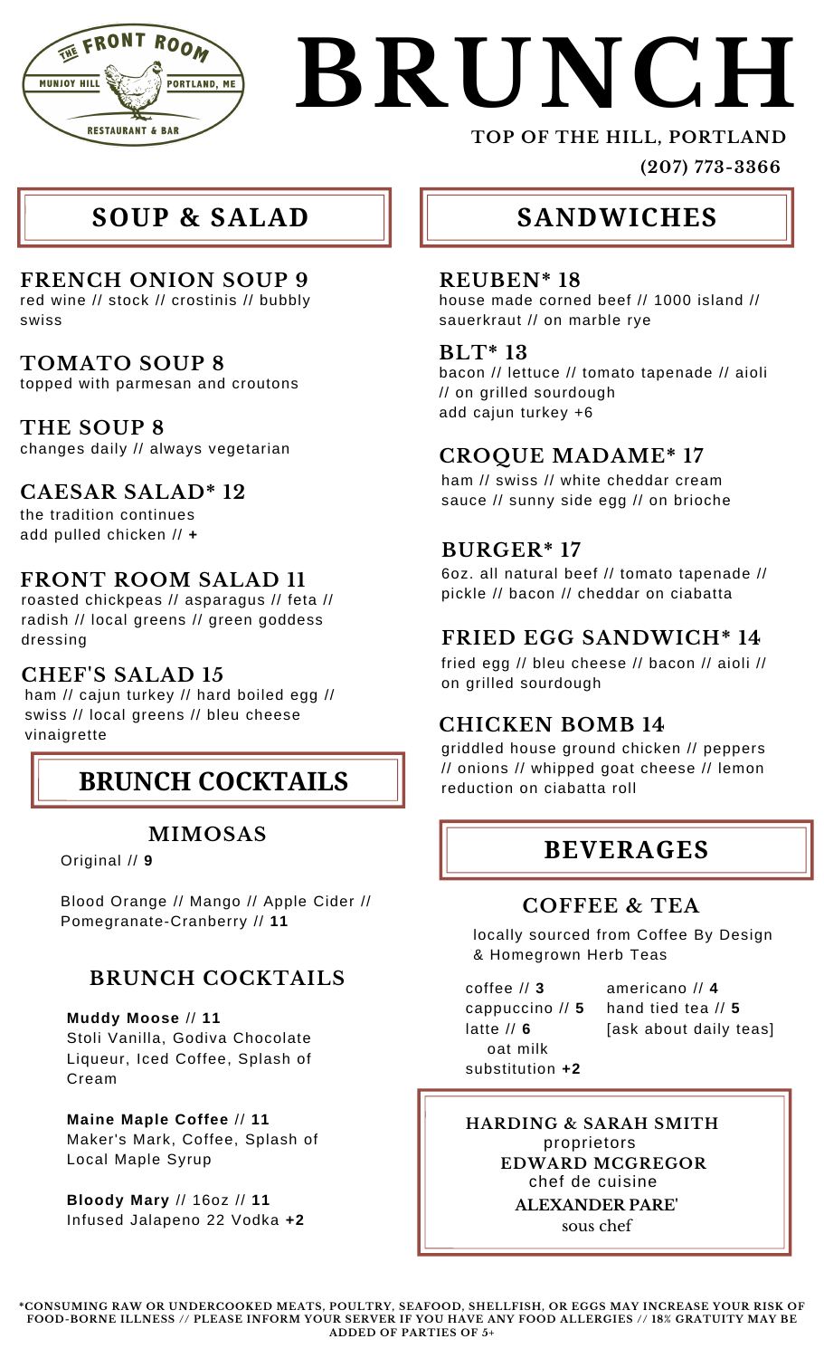THE FRONT ROOM
MUNJOY HILL — PORTLAND, ME
RESTAURANT & BAR

# BRUNCH

**TOP OF THE HILL, PORTLAND**

**(207) 773-3366**

## SOUP & SALAD

### FRENCH ONION SOUP 9
red wine // stock // crostinis // bubbly swiss

### TOMATO SOUP 8
topped with parmesan and croutons

### THE SOUP 8
changes daily // always vegetarian

### CAESAR SALAD* 12
the tradition continues
add pulled chicken // **+**

### FRONT ROOM SALAD 11
roasted chickpeas // asparagus // feta // radish // local greens // green goddess dressing

### CHEF'S SALAD 15
ham // cajun turkey // hard boiled egg // swiss // local greens // bleu cheese vinaigrette

## BRUNCH COCKTAILS

### MIMOSAS

Original // **9**

Blood Orange // Mango // Apple Cider // Pomegranate-Cranberry // **11**

### BRUNCH COCKTAILS

**Muddy Moose** // **11**
Stoli Vanilla, Godiva Chocolate Liqueur, Iced Coffee, Splash of Cream

**Maine Maple Coffee** // **11**
Maker's Mark, Coffee, Splash of Local Maple Syrup

**Bloody Mary** // 16oz // **11**
Infused Jalapeno 22 Vodka **+2**

## SANDWICHES

### REUBEN* 18
house made corned beef // 1000 island // sauerkraut // on marble rye

### BLT* 13
bacon // lettuce // tomato tapenade // aioli // on grilled sourdough
add cajun turkey +6

### CROQUE MADAME* 17
ham // swiss // white cheddar cream sauce // sunny side egg // on brioche

### BURGER* 17
6oz. all natural beef // tomato tapenade // pickle // bacon // cheddar on ciabatta

### FRIED EGG SANDWICH* 14
fried egg // bleu cheese // bacon // aioli // on grilled sourdough

### CHICKEN BOMB 14
griddled house ground chicken // peppers // onions // whipped goat cheese // lemon reduction on ciabatta roll

## BEVERAGES

### COFFEE & TEA

locally sourced from Coffee By Design & Homegrown Herb Teas

coffee // **3**
cappuccino // **5**
latte // **6**
oat milk substitution **+2**

americano // **4**
hand tied tea // **5**
[ask about daily teas]

**HARDING & SARAH SMITH**
proprietors
**EDWARD MCGREGOR**
chef de cuisine
**ALEXANDER PARE'**
sous chef

*CONSUMING RAW OR UNDERCOOKED MEATS, POULTRY, SEAFOOD, SHELLFISH, OR EGGS MAY INCREASE YOUR RISK OF FOOD-BORNE ILLNESS // PLEASE INFORM YOUR SERVER IF YOU HAVE ANY FOOD ALLERGIES // 18% GRATUITY MAY BE ADDED OF PARTIES OF 5+